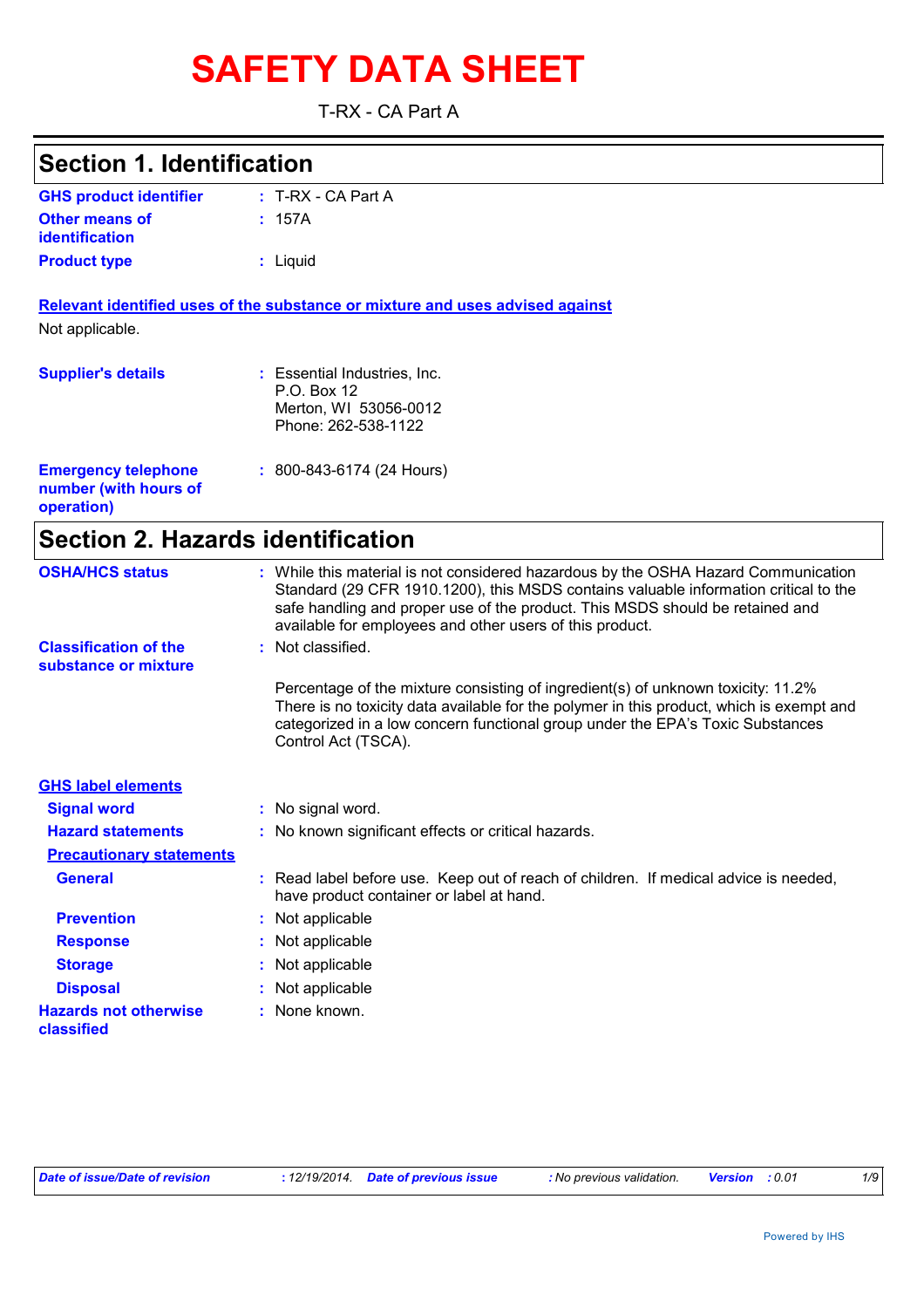# SAFETY DATA SHEET

T-RX - CA Part A

## Section 1. Identification

**GHS product identifier** : T-RX - CA Part A

**Other means of identification** : 157A

**Product type** : Liquid

**Relevant identified uses of the substance or mixture and uses advised against**

Not applicable.

**Supplier's details** : Essential Industries, Inc.
P.O. Box 12
Merton, WI 53056-0012
Phone: 262-538-1122

**Emergency telephone number (with hours of operation)** : 800-843-6174 (24 Hours)

## Section 2. Hazards identification

**OSHA/HCS status** : While this material is not considered hazardous by the OSHA Hazard Communication Standard (29 CFR 1910.1200), this MSDS contains valuable information critical to the safe handling and proper use of the product. This MSDS should be retained and available for employees and other users of this product.

**Classification of the substance or mixture** : Not classified.

Percentage of the mixture consisting of ingredient(s) of unknown toxicity: 11.2%
There is no toxicity data available for the polymer in this product, which is exempt and categorized in a low concern functional group under the EPA's Toxic Substances Control Act (TSCA).

**GHS label elements**

**Signal word** : No signal word.

**Hazard statements** : No known significant effects or critical hazards.

**Precautionary statements**

**General** : Read label before use. Keep out of reach of children. If medical advice is needed, have product container or label at hand.

**Prevention** : Not applicable

**Response** : Not applicable

**Storage** : Not applicable

**Disposal** : Not applicable

**Hazards not otherwise classified** : None known.

*Date of issue/Date of revision* : 12/19/2014. *Date of previous issue* : No previous validation. *Version* : 0.01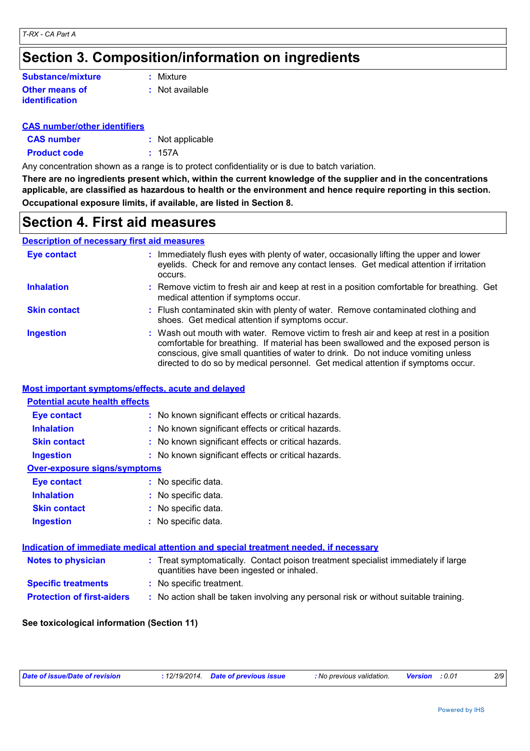## Section 3. Composition/information on ingredients

**Substance/mixture** : Mixture

**Other means of identification** : Not available

**CAS number/other identifiers**

**CAS number** : Not applicable

**Product code** : 157A

Any concentration shown as a range is to protect confidentiality or is due to batch variation.

**There are no ingredients present which, within the current knowledge of the supplier and in the concentrations applicable, are classified as hazardous to health or the environment and hence require reporting in this section.**

**Occupational exposure limits, if available, are listed in Section 8.**

## Section 4. First aid measures

**Description of necessary first aid measures**

**Eye contact** : Immediately flush eyes with plenty of water, occasionally lifting the upper and lower eyelids. Check for and remove any contact lenses. Get medical attention if irritation occurs.

**Inhalation** : Remove victim to fresh air and keep at rest in a position comfortable for breathing. Get medical attention if symptoms occur.

**Skin contact** : Flush contaminated skin with plenty of water. Remove contaminated clothing and shoes. Get medical attention if symptoms occur.

**Ingestion** : Wash out mouth with water. Remove victim to fresh air and keep at rest in a position comfortable for breathing. If material has been swallowed and the exposed person is conscious, give small quantities of water to drink. Do not induce vomiting unless directed to do so by medical personnel. Get medical attention if symptoms occur.

**Most important symptoms/effects, acute and delayed**

**Potential acute health effects**

**Eye contact** : No known significant effects or critical hazards.

**Inhalation** : No known significant effects or critical hazards.

**Skin contact** : No known significant effects or critical hazards.

**Ingestion** : No known significant effects or critical hazards.

**Over-exposure signs/symptoms**

**Eye contact** : No specific data.

**Inhalation** : No specific data.

**Skin contact** : No specific data.

**Ingestion** : No specific data.

**Indication of immediate medical attention and special treatment needed, if necessary**

**Notes to physician** : Treat symptomatically. Contact poison treatment specialist immediately if large quantities have been ingested or inhaled.

**Specific treatments** : No specific treatment.

**Protection of first-aiders** : No action shall be taken involving any personal risk or without suitable training.

**See toxicological information (Section 11)**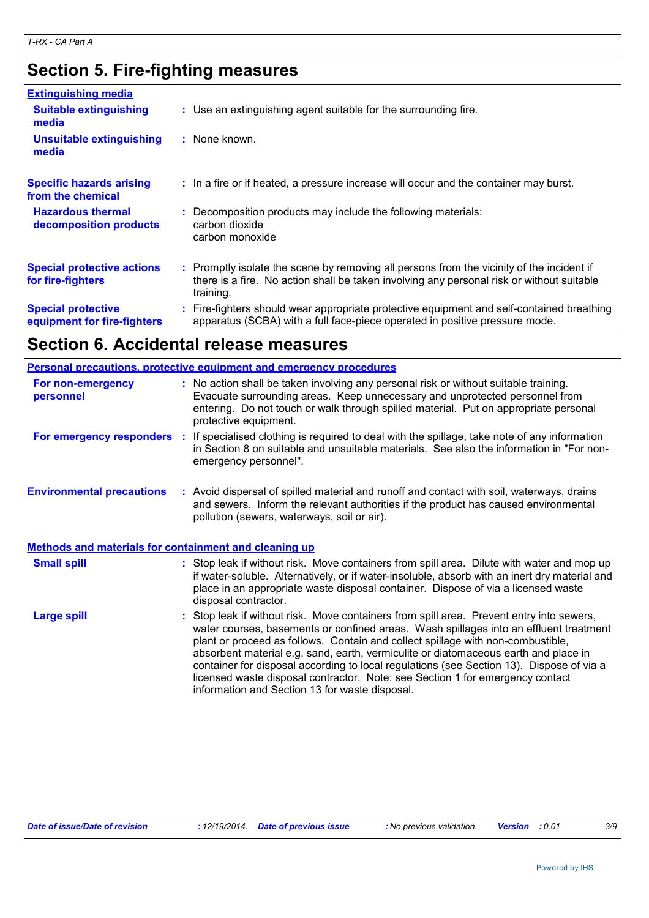# Section 5. Fire-fighting measures

## Extinguishing media

**Suitable extinguishing media** : Use an extinguishing agent suitable for the surrounding fire.

**Unsuitable extinguishing media** : None known.

**Specific hazards arising from the chemical** : In a fire or if heated, a pressure increase will occur and the container may burst.

**Hazardous thermal decomposition products** : Decomposition products may include the following materials:
carbon dioxide
carbon monoxide

**Special protective actions for fire-fighters** : Promptly isolate the scene by removing all persons from the vicinity of the incident if there is a fire. No action shall be taken involving any personal risk or without suitable training.

**Special protective equipment for fire-fighters** : Fire-fighters should wear appropriate protective equipment and self-contained breathing apparatus (SCBA) with a full face-piece operated in positive pressure mode.

# Section 6. Accidental release measures

## Personal precautions, protective equipment and emergency procedures

**For non-emergency personnel** : No action shall be taken involving any personal risk or without suitable training. Evacuate surrounding areas. Keep unnecessary and unprotected personnel from entering. Do not touch or walk through spilled material. Put on appropriate personal protective equipment.

**For emergency responders** : If specialised clothing is required to deal with the spillage, take note of any information in Section 8 on suitable and unsuitable materials. See also the information in "For non-emergency personnel".

**Environmental precautions** : Avoid dispersal of spilled material and runoff and contact with soil, waterways, drains and sewers. Inform the relevant authorities if the product has caused environmental pollution (sewers, waterways, soil or air).

## Methods and materials for containment and cleaning up

**Small spill** : Stop leak if without risk. Move containers from spill area. Dilute with water and mop up if water-soluble. Alternatively, or if water-insoluble, absorb with an inert dry material and place in an appropriate waste disposal container. Dispose of via a licensed waste disposal contractor.

**Large spill** : Stop leak if without risk. Move containers from spill area. Prevent entry into sewers, water courses, basements or confined areas. Wash spillages into an effluent treatment plant or proceed as follows. Contain and collect spillage with non-combustible, absorbent material e.g. sand, earth, vermiculite or diatomaceous earth and place in container for disposal according to local regulations (see Section 13). Dispose of via a licensed waste disposal contractor. Note: see Section 1 for emergency contact information and Section 13 for waste disposal.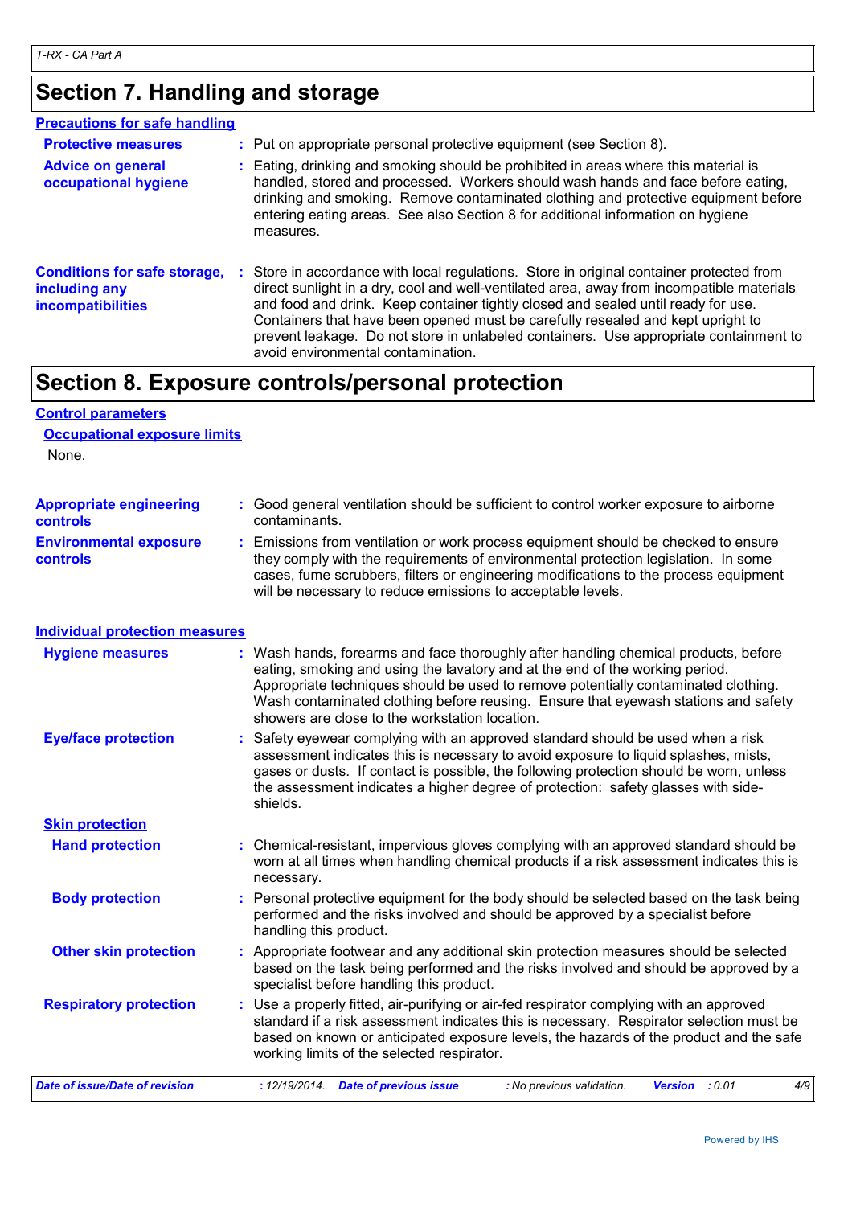## Section 7. Handling and storage

**Precautions for safe handling**

**Protective measures** : Put on appropriate personal protective equipment (see Section 8).

**Advice on general occupational hygiene** : Eating, drinking and smoking should be prohibited in areas where this material is handled, stored and processed. Workers should wash hands and face before eating, drinking and smoking. Remove contaminated clothing and protective equipment before entering eating areas. See also Section 8 for additional information on hygiene measures.

**Conditions for safe storage, including any incompatibilities** : Store in accordance with local regulations. Store in original container protected from direct sunlight in a dry, cool and well-ventilated area, away from incompatible materials and food and drink. Keep container tightly closed and sealed until ready for use. Containers that have been opened must be carefully resealed and kept upright to prevent leakage. Do not store in unlabeled containers. Use appropriate containment to avoid environmental contamination.

## Section 8. Exposure controls/personal protection

**Control parameters**

**Occupational exposure limits**

None.

**Appropriate engineering controls** : Good general ventilation should be sufficient to control worker exposure to airborne contaminants.

**Environmental exposure controls** : Emissions from ventilation or work process equipment should be checked to ensure they comply with the requirements of environmental protection legislation. In some cases, fume scrubbers, filters or engineering modifications to the process equipment will be necessary to reduce emissions to acceptable levels.

**Individual protection measures**

**Hygiene measures** : Wash hands, forearms and face thoroughly after handling chemical products, before eating, smoking and using the lavatory and at the end of the working period. Appropriate techniques should be used to remove potentially contaminated clothing. Wash contaminated clothing before reusing. Ensure that eyewash stations and safety showers are close to the workstation location.

**Eye/face protection** : Safety eyewear complying with an approved standard should be used when a risk assessment indicates this is necessary to avoid exposure to liquid splashes, mists, gases or dusts. If contact is possible, the following protection should be worn, unless the assessment indicates a higher degree of protection: safety glasses with side-shields.

**Skin protection**

**Hand protection** : Chemical-resistant, impervious gloves complying with an approved standard should be worn at all times when handling chemical products if a risk assessment indicates this is necessary.

**Body protection** : Personal protective equipment for the body should be selected based on the task being performed and the risks involved and should be approved by a specialist before handling this product.

**Other skin protection** : Appropriate footwear and any additional skin protection measures should be selected based on the task being performed and the risks involved and should be approved by a specialist before handling this product.

**Respiratory protection** : Use a properly fitted, air-purifying or air-fed respirator complying with an approved standard if a risk assessment indicates this is necessary. Respirator selection must be based on known or anticipated exposure levels, the hazards of the product and the safe working limits of the selected respirator.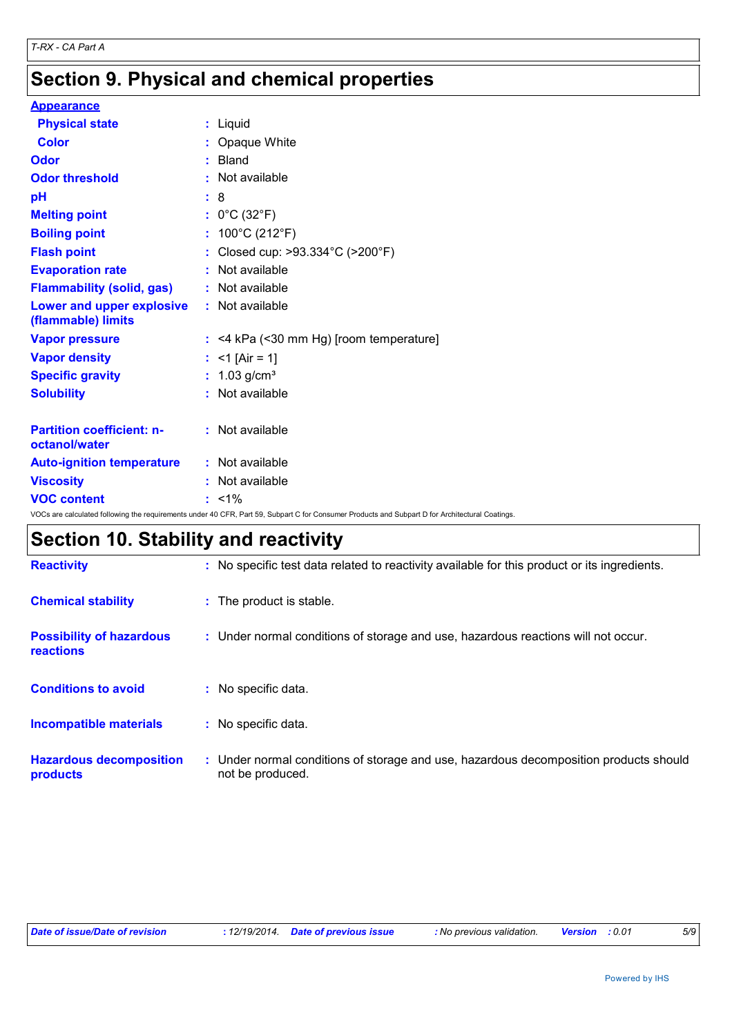# Section 9. Physical and chemical properties

**Appearance**

| | | |
|---|---|---|
| **Physical state** | : | Liquid |
| **Color** | : | Opaque White |
| **Odor** | : | Bland |
| **Odor threshold** | : | Not available |
| **pH** | : | 8 |
| **Melting point** | : | 0°C (32°F) |
| **Boiling point** | : | 100°C (212°F) |
| **Flash point** | : | Closed cup: >93.334°C (>200°F) |
| **Evaporation rate** | : | Not available |
| **Flammability (solid, gas)** | : | Not available |
| **Lower and upper explosive (flammable) limits** | : | Not available |
| **Vapor pressure** | : | <4 kPa (<30 mm Hg) [room temperature] |
| **Vapor density** | : | <1 [Air = 1] |
| **Specific gravity** | : | 1.03 g/cm³ |
| **Solubility** | : | Not available |
| **Partition coefficient: n-octanol/water** | : | Not available |
| **Auto-ignition temperature** | : | Not available |
| **Viscosity** | : | Not available |
| **VOC content** | : | <1% |

VOCs are calculated following the requirements under 40 CFR, Part 59, Subpart C for Consumer Products and Subpart D for Architectural Coatings.

# Section 10. Stability and reactivity

| | | |
|---|---|---|
| **Reactivity** | : | No specific test data related to reactivity available for this product or its ingredients. |
| **Chemical stability** | : | The product is stable. |
| **Possibility of hazardous reactions** | : | Under normal conditions of storage and use, hazardous reactions will not occur. |
| **Conditions to avoid** | : | No specific data. |
| **Incompatible materials** | : | No specific data. |
| **Hazardous decomposition products** | : | Under normal conditions of storage and use, hazardous decomposition products should not be produced. |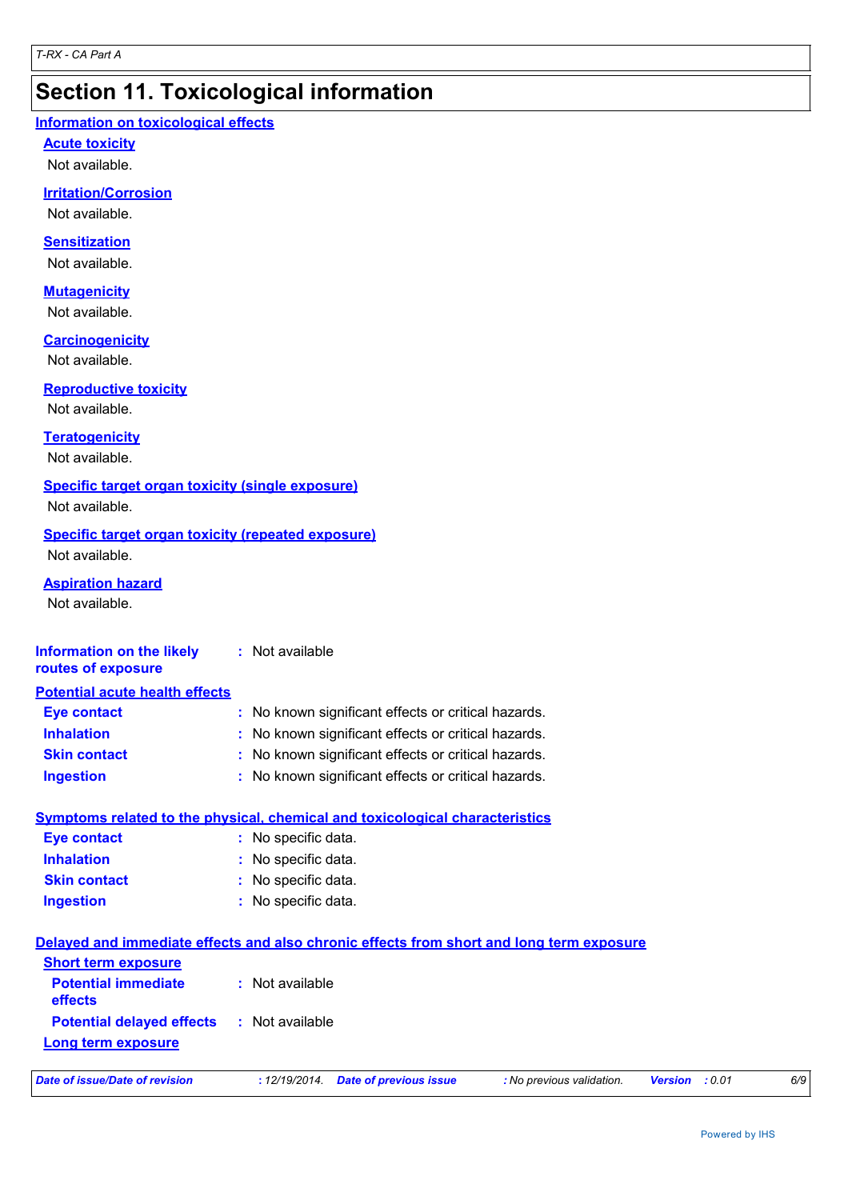# Section 11. Toxicological information

## Information on toxicological effects

### Acute toxicity

Not available.

### Irritation/Corrosion

Not available.

### Sensitization

Not available.

### Mutagenicity

Not available.

### Carcinogenicity

Not available.

### Reproductive toxicity

Not available.

### Teratogenicity

Not available.

### Specific target organ toxicity (single exposure)

Not available.

### Specific target organ toxicity (repeated exposure)

Not available.

### Aspiration hazard

Not available.

**Information on the likely routes of exposure** : Not available

## Potential acute health effects

**Eye contact** : No known significant effects or critical hazards.
**Inhalation** : No known significant effects or critical hazards.
**Skin contact** : No known significant effects or critical hazards.
**Ingestion** : No known significant effects or critical hazards.

## Symptoms related to the physical, chemical and toxicological characteristics

**Eye contact** : No specific data.
**Inhalation** : No specific data.
**Skin contact** : No specific data.
**Ingestion** : No specific data.

## Delayed and immediate effects and also chronic effects from short and long term exposure

### Short term exposure

**Potential immediate effects** : Not available
**Potential delayed effects** : Not available

### Long term exposure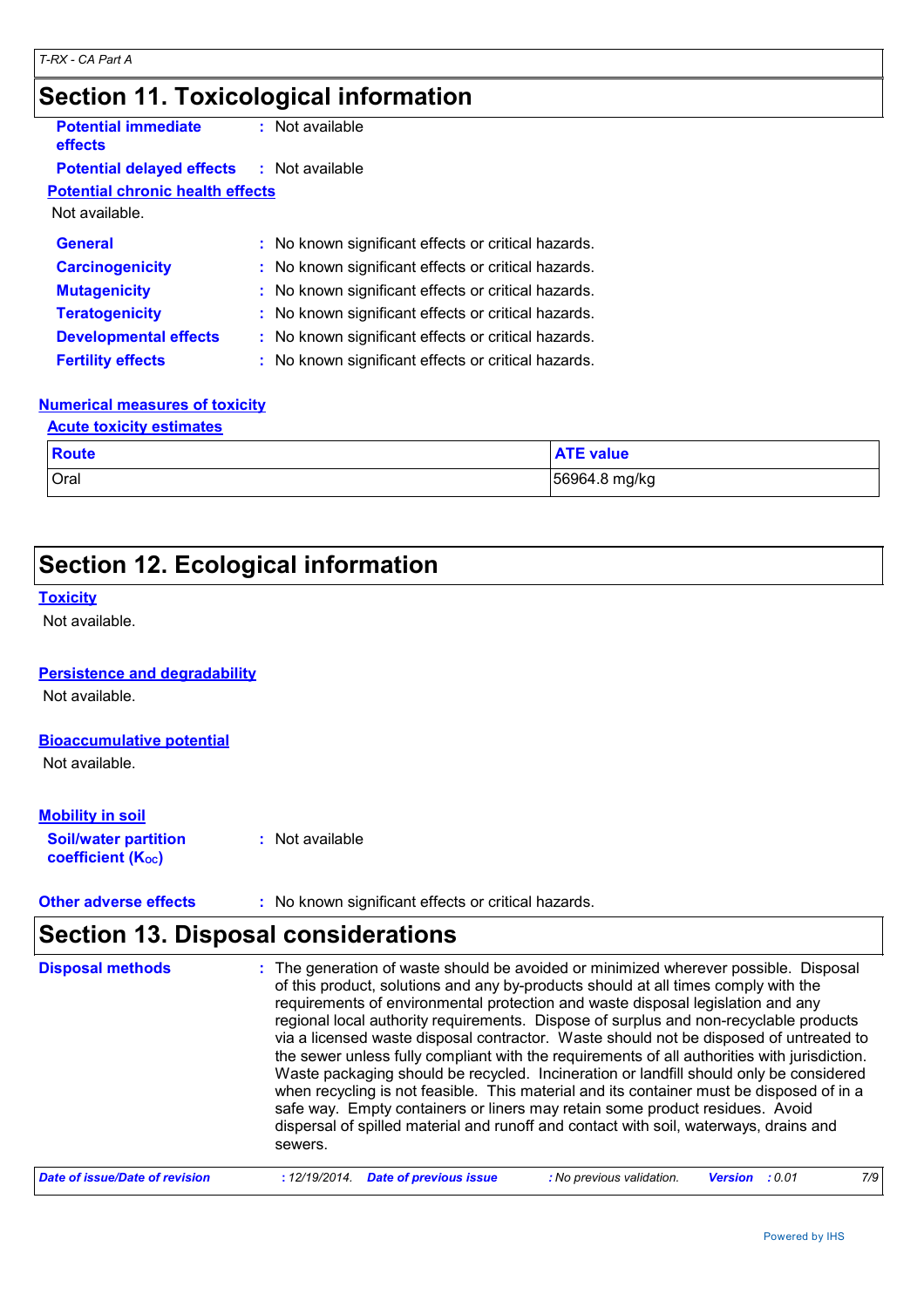## Section 11. Toxicological information

**Potential immediate effects** : Not available

**Potential delayed effects** : Not available

**Potential chronic health effects**

Not available.

**General** : No known significant effects or critical hazards.

**Carcinogenicity** : No known significant effects or critical hazards.

**Mutagenicity** : No known significant effects or critical hazards.

**Teratogenicity** : No known significant effects or critical hazards.

**Developmental effects** : No known significant effects or critical hazards.

**Fertility effects** : No known significant effects or critical hazards.

**Numerical measures of toxicity**

**Acute toxicity estimates**

| Route | ATE value |
|---|---|
| Oral | 56964.8 mg/kg |

## Section 12. Ecological information

**Toxicity**

Not available.

**Persistence and degradability**

Not available.

**Bioaccumulative potential**

Not available.

**Mobility in soil**

**Soil/water partition coefficient ($K_{OC}$)** : Not available

**Other adverse effects** : No known significant effects or critical hazards.

## Section 13. Disposal considerations

**Disposal methods** : The generation of waste should be avoided or minimized wherever possible. Disposal of this product, solutions and any by-products should at all times comply with the requirements of environmental protection and waste disposal legislation and any regional local authority requirements. Dispose of surplus and non-recyclable products via a licensed waste disposal contractor. Waste should not be disposed of untreated to the sewer unless fully compliant with the requirements of all authorities with jurisdiction. Waste packaging should be recycled. Incineration or landfill should only be considered when recycling is not feasible. This material and its container must be disposed of in a safe way. Empty containers or liners may retain some product residues. Avoid dispersal of spilled material and runoff and contact with soil, waterways, drains and sewers.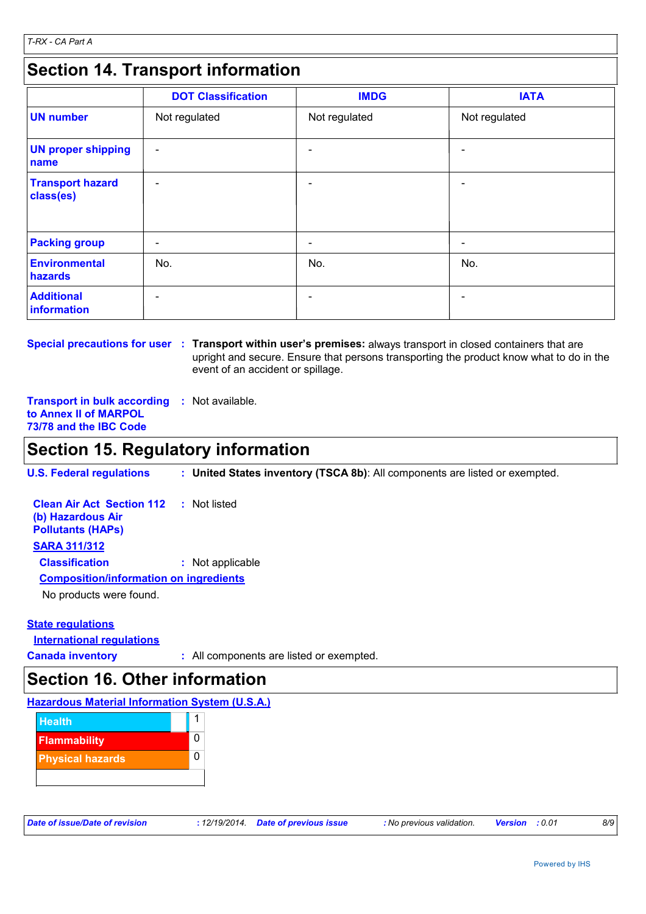## Section 14. Transport information

| | DOT Classification | IMDG | IATA |
|---|---|---|---|
| **UN number** | Not regulated | Not regulated | Not regulated |
| **UN proper shipping name** | - | - | - |
| **Transport hazard class(es)** | - | - | - |
| **Packing group** | - | - | - |
| **Environmental hazards** | No. | No. | No. |
| **Additional information** | - | - | - |

**Special precautions for user** : **Transport within user's premises:** always transport in closed containers that are upright and secure. Ensure that persons transporting the product know what to do in the event of an accident or spillage.

**Transport in bulk according to Annex II of MARPOL 73/78 and the IBC Code** : Not available.

## Section 15. Regulatory information

**U.S. Federal regulations** : **United States inventory (TSCA 8b)**: All components are listed or exempted.

**Clean Air Act Section 112 (b) Hazardous Air Pollutants (HAPs)** : Not listed

**SARA 311/312**

**Classification** : Not applicable

**Composition/information on ingredients**

No products were found.

**State regulations**

**International regulations**

**Canada inventory** : All components are listed or exempted.

## Section 16. Other information

**Hazardous Material Information System (U.S.A.)**

| | |
|---|---|
| Health | 1 |
| Flammability | 0 |
| Physical hazards | 0 |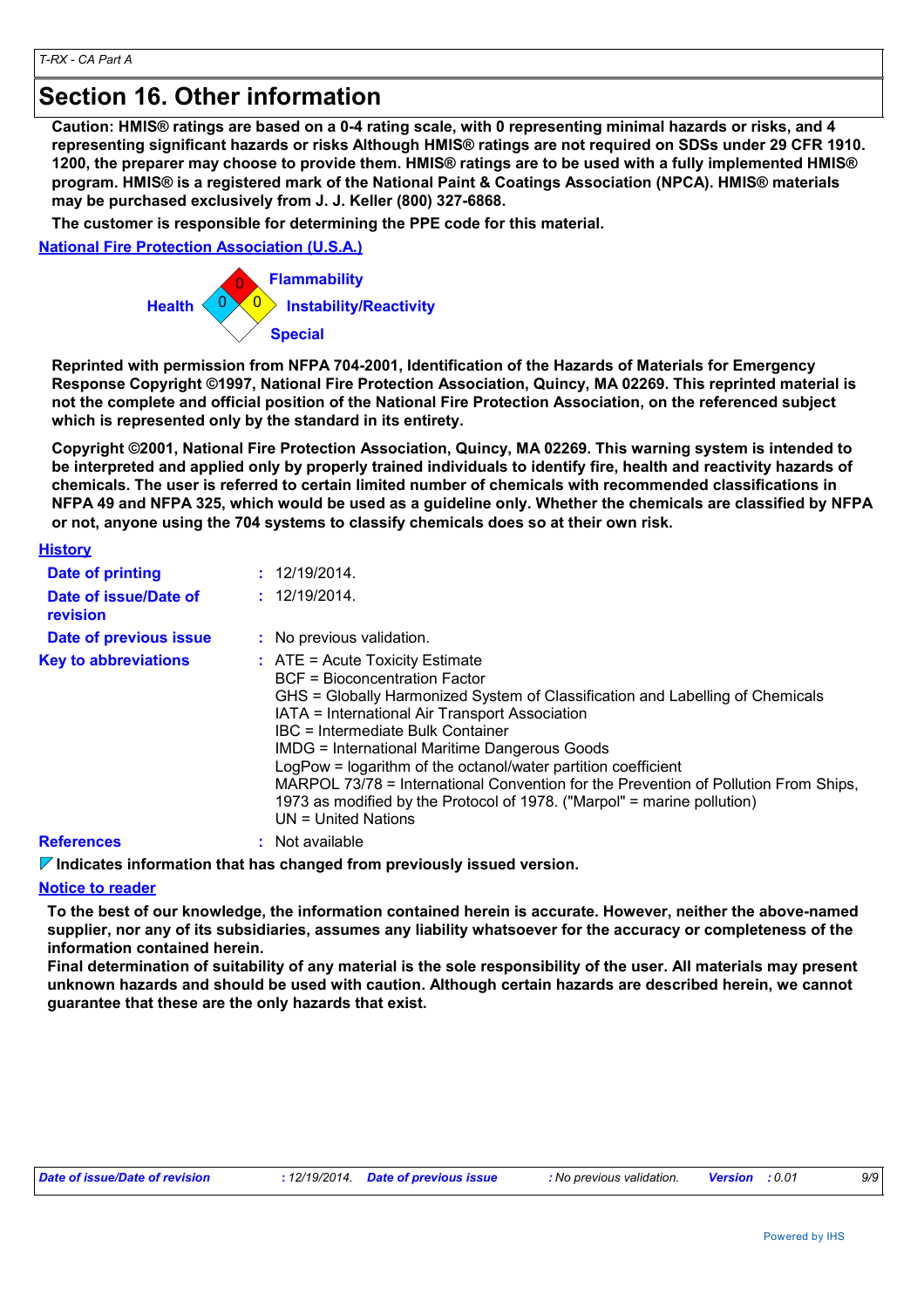# Section 16. Other information

**Caution: HMIS® ratings are based on a 0-4 rating scale, with 0 representing minimal hazards or risks, and 4 representing significant hazards or risks Although HMIS® ratings are not required on SDSs under 29 CFR 1910. 1200, the preparer may choose to provide them. HMIS® ratings are to be used with a fully implemented HMIS® program. HMIS® is a registered mark of the National Paint & Coatings Association (NPCA). HMIS® materials may be purchased exclusively from J. J. Keller (800) 327-6868.**

**The customer is responsible for determining the PPE code for this material.**

**National Fire Protection Association (U.S.A.)**

Flammability 0
Health 0
Instability/Reactivity 0
Special

**Reprinted with permission from NFPA 704-2001, Identification of the Hazards of Materials for Emergency Response Copyright ©1997, National Fire Protection Association, Quincy, MA 02269. This reprinted material is not the complete and official position of the National Fire Protection Association, on the referenced subject which is represented only by the standard in its entirety.**

**Copyright ©2001, National Fire Protection Association, Quincy, MA 02269. This warning system is intended to be interpreted and applied only by properly trained individuals to identify fire, health and reactivity hazards of chemicals. The user is referred to certain limited number of chemicals with recommended classifications in NFPA 49 and NFPA 325, which would be used as a guideline only. Whether the chemicals are classified by NFPA or not, anyone using the 704 systems to classify chemicals does so at their own risk.**

**History**

| | |
|---|---|
| **Date of printing** | : 12/19/2014. |
| **Date of issue/Date of revision** | : 12/19/2014. |
| **Date of previous issue** | : No previous validation. |
| **Key to abbreviations** | : ATE = Acute Toxicity Estimate<br>BCF = Bioconcentration Factor<br>GHS = Globally Harmonized System of Classification and Labelling of Chemicals<br>IATA = International Air Transport Association<br>IBC = Intermediate Bulk Container<br>IMDG = International Maritime Dangerous Goods<br>LogPow = logarithm of the octanol/water partition coefficient<br>MARPOL 73/78 = International Convention for the Prevention of Pollution From Ships, 1973 as modified by the Protocol of 1978. ("Marpol" = marine pollution)<br>UN = United Nations |
| **References** | : Not available |

**Indicates information that has changed from previously issued version.**

**Notice to reader**

**To the best of our knowledge, the information contained herein is accurate. However, neither the above-named supplier, nor any of its subsidiaries, assumes any liability whatsoever for the accuracy or completeness of the information contained herein.**
**Final determination of suitability of any material is the sole responsibility of the user. All materials may present unknown hazards and should be used with caution. Although certain hazards are described herein, we cannot guarantee that these are the only hazards that exist.**